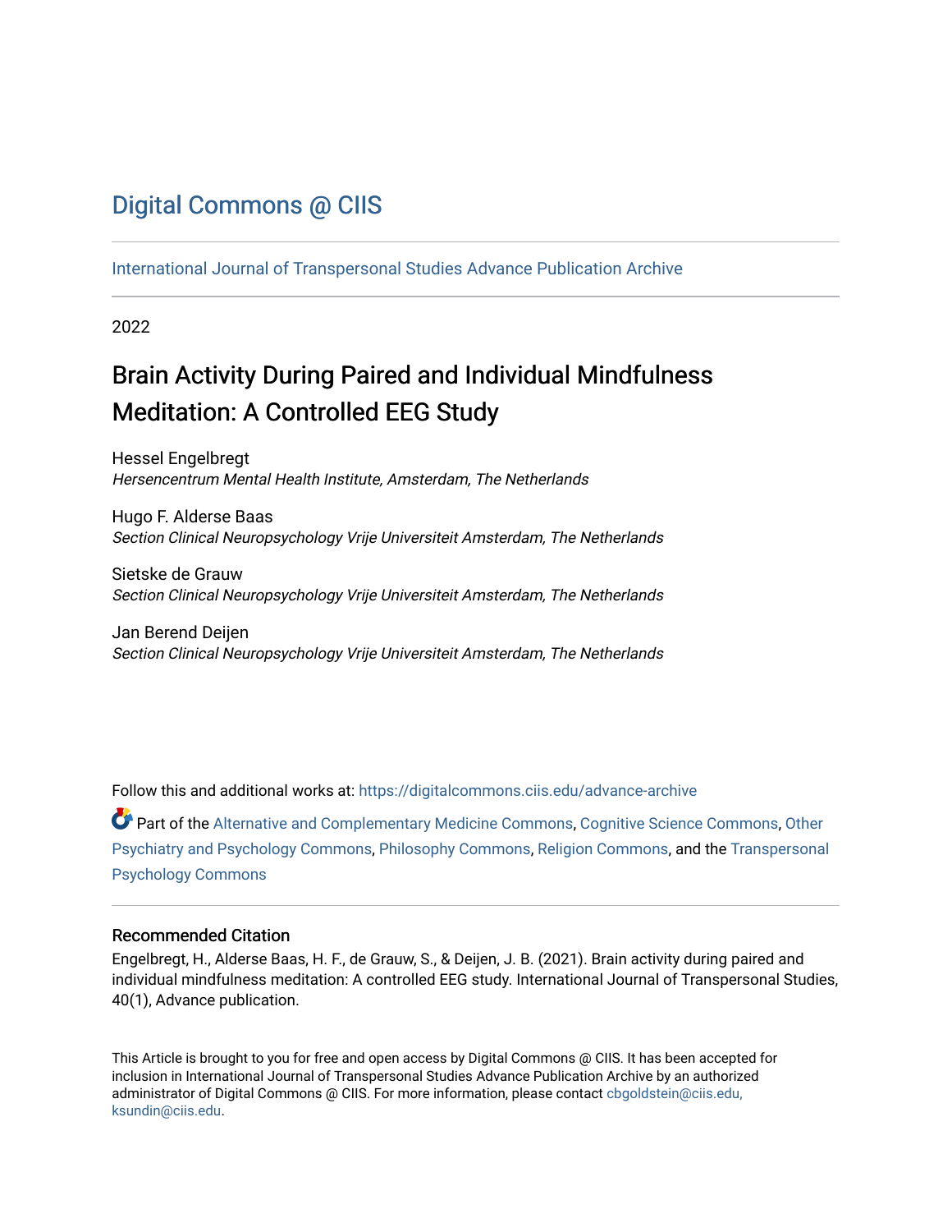# Digital Commons @ CIIS

International Journal of Transpersonal Studies Advance Publication Archive

2022

## Brain Activity During Paired and Individual Mindfulness Meditation: A Controlled EEG Study

Hessel Engelbregt
*Hersencentrum Mental Health Institute, Amsterdam, The Netherlands*

Hugo F. Alderse Baas
*Section Clinical Neuropsychology Vrije Universiteit Amsterdam, The Netherlands*

Sietske de Grauw
*Section Clinical Neuropsychology Vrije Universiteit Amsterdam, The Netherlands*

Jan Berend Deijen
*Section Clinical Neuropsychology Vrije Universiteit Amsterdam, The Netherlands*

Follow this and additional works at: https://digitalcommons.ciis.edu/advance-archive

Part of the Alternative and Complementary Medicine Commons, Cognitive Science Commons, Other Psychiatry and Psychology Commons, Philosophy Commons, Religion Commons, and the Transpersonal Psychology Commons

### Recommended Citation

Engelbregt, H., Alderse Baas, H. F., de Grauw, S., & Deijen, J. B. (2021). Brain activity during paired and individual mindfulness meditation: A controlled EEG study. International Journal of Transpersonal Studies, 40(1), Advance publication.

This Article is brought to you for free and open access by Digital Commons @ CIIS. It has been accepted for inclusion in International Journal of Transpersonal Studies Advance Publication Archive by an authorized administrator of Digital Commons @ CIIS. For more information, please contact cbgoldstein@ciis.edu, ksundin@ciis.edu.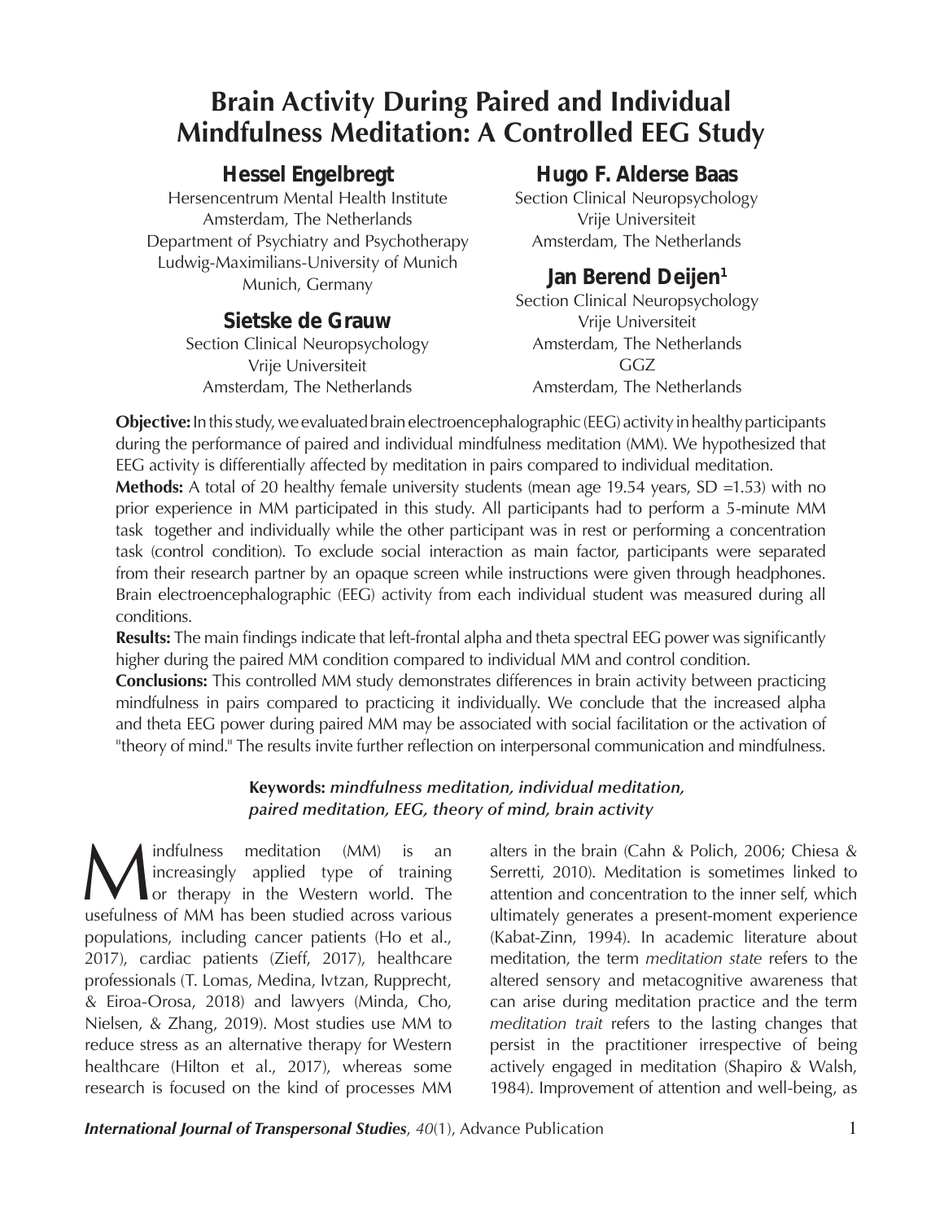# Brain Activity During Paired and Individual Mindfulness Meditation: A Controlled EEG Study

**Hessel Engelbregt**
Hersencentrum Mental Health Institute
Amsterdam, The Netherlands
Department of Psychiatry and Psychotherapy
Ludwig-Maximilians-University of Munich
Munich, Germany

**Sietske de Grauw**
Section Clinical Neuropsychology
Vrije Universiteit
Amsterdam, The Netherlands

**Hugo F. Alderse Baas**
Section Clinical Neuropsychology
Vrije Universiteit
Amsterdam, The Netherlands

**Jan Berend Deijen[1]**
Section Clinical Neuropsychology
Vrije Universiteit
Amsterdam, The Netherlands
GGZ
Amsterdam, The Netherlands

**Objective:** In this study, we evaluated brain electroencephalographic (EEG) activity in healthy participants during the performance of paired and individual mindfulness meditation (MM). We hypothesized that EEG activity is differentially affected by meditation in pairs compared to individual meditation.
**Methods:** A total of 20 healthy female university students (mean age 19.54 years, SD =1.53) with no prior experience in MM participated in this study. All participants had to perform a 5-minute MM task together and individually while the other participant was in rest or performing a concentration task (control condition). To exclude social interaction as main factor, participants were separated from their research partner by an opaque screen while instructions were given through headphones. Brain electroencephalographic (EEG) activity from each individual student was measured during all conditions.
**Results:** The main findings indicate that left-frontal alpha and theta spectral EEG power was significantly higher during the paired MM condition compared to individual MM and control condition.
**Conclusions:** This controlled MM study demonstrates differences in brain activity between practicing mindfulness in pairs compared to practicing it individually. We conclude that the increased alpha and theta EEG power during paired MM may be associated with social facilitation or the activation of "theory of mind." The results invite further reflection on interpersonal communication and mindfulness.

**Keywords:** *mindfulness meditation, individual meditation, paired meditation, EEG, theory of mind, brain activity*

Mindfulness meditation (MM) is an increasingly applied type of training or therapy in the Western world. The usefulness of MM has been studied across various populations, including cancer patients (Ho et al., 2017), cardiac patients (Zieff, 2017), healthcare professionals (T. Lomas, Medina, Ivtzan, Rupprecht, & Eiroa-Orosa, 2018) and lawyers (Minda, Cho, Nielsen, & Zhang, 2019). Most studies use MM to reduce stress as an alternative therapy for Western healthcare (Hilton et al., 2017), whereas some research is focused on the kind of processes MM alters in the brain (Cahn & Polich, 2006; Chiesa & Serretti, 2010). Meditation is sometimes linked to attention and concentration to the inner self, which ultimately generates a present-moment experience (Kabat-Zinn, 1994). In academic literature about meditation, the term *meditation state* refers to the altered sensory and metacognitive awareness that can arise during meditation practice and the term *meditation trait* refers to the lasting changes that persist in the practitioner irrespective of being actively engaged in meditation (Shapiro & Walsh, 1984). Improvement of attention and well-being, as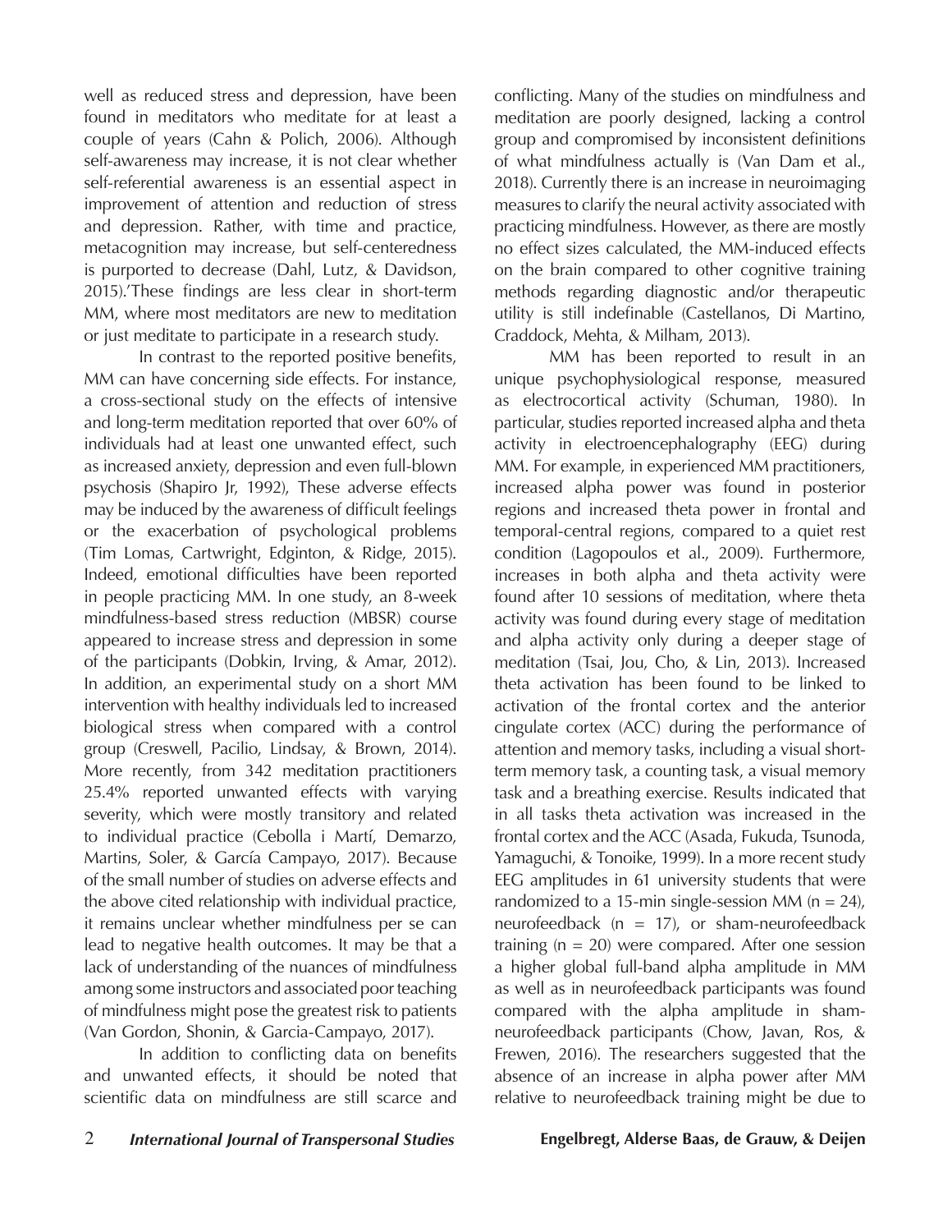well as reduced stress and depression, have been found in meditators who meditate for at least a couple of years (Cahn & Polich, 2006). Although self-awareness may increase, it is not clear whether self-referential awareness is an essential aspect in improvement of attention and reduction of stress and depression. Rather, with time and practice, metacognition may increase, but self-centeredness is purported to decrease (Dahl, Lutz, & Davidson, 2015).'These findings are less clear in short-term MM, where most meditators are new to meditation or just meditate to participate in a research study.

In contrast to the reported positive benefits, MM can have concerning side effects. For instance, a cross-sectional study on the effects of intensive and long-term meditation reported that over 60% of individuals had at least one unwanted effect, such as increased anxiety, depression and even full-blown psychosis (Shapiro Jr, 1992), These adverse effects may be induced by the awareness of difficult feelings or the exacerbation of psychological problems (Tim Lomas, Cartwright, Edginton, & Ridge, 2015). Indeed, emotional difficulties have been reported in people practicing MM. In one study, an 8-week mindfulness-based stress reduction (MBSR) course appeared to increase stress and depression in some of the participants (Dobkin, Irving, & Amar, 2012). In addition, an experimental study on a short MM intervention with healthy individuals led to increased biological stress when compared with a control group (Creswell, Pacilio, Lindsay, & Brown, 2014). More recently, from 342 meditation practitioners 25.4% reported unwanted effects with varying severity, which were mostly transitory and related to individual practice (Cebolla i Martí, Demarzo, Martins, Soler, & García Campayo, 2017). Because of the small number of studies on adverse effects and the above cited relationship with individual practice, it remains unclear whether mindfulness per se can lead to negative health outcomes. It may be that a lack of understanding of the nuances of mindfulness among some instructors and associated poor teaching of mindfulness might pose the greatest risk to patients (Van Gordon, Shonin, & Garcia-Campayo, 2017).

In addition to conflicting data on benefits and unwanted effects, it should be noted that scientific data on mindfulness are still scarce and conflicting. Many of the studies on mindfulness and meditation are poorly designed, lacking a control group and compromised by inconsistent definitions of what mindfulness actually is (Van Dam et al., 2018). Currently there is an increase in neuroimaging measures to clarify the neural activity associated with practicing mindfulness. However, as there are mostly no effect sizes calculated, the MM-induced effects on the brain compared to other cognitive training methods regarding diagnostic and/or therapeutic utility is still indefinable (Castellanos, Di Martino, Craddock, Mehta, & Milham, 2013).

MM has been reported to result in an unique psychophysiological response, measured as electrocortical activity (Schuman, 1980). In particular, studies reported increased alpha and theta activity in electroencephalography (EEG) during MM. For example, in experienced MM practitioners, increased alpha power was found in posterior regions and increased theta power in frontal and temporal-central regions, compared to a quiet rest condition (Lagopoulos et al., 2009). Furthermore, increases in both alpha and theta activity were found after 10 sessions of meditation, where theta activity was found during every stage of meditation and alpha activity only during a deeper stage of meditation (Tsai, Jou, Cho, & Lin, 2013). Increased theta activation has been found to be linked to activation of the frontal cortex and the anterior cingulate cortex (ACC) during the performance of attention and memory tasks, including a visual short-term memory task, a counting task, a visual memory task and a breathing exercise. Results indicated that in all tasks theta activation was increased in the frontal cortex and the ACC (Asada, Fukuda, Tsunoda, Yamaguchi, & Tonoike, 1999). In a more recent study EEG amplitudes in 61 university students that were randomized to a 15-min single-session MM ($n = 24$), neurofeedback ($n = 17$), or sham-neurofeedback training ($n = 20$) were compared. After one session a higher global full-band alpha amplitude in MM as well as in neurofeedback participants was found compared with the alpha amplitude in sham-neurofeedback participants (Chow, Javan, Ros, & Frewen, 2016). The researchers suggested that the absence of an increase in alpha power after MM relative to neurofeedback training might be due to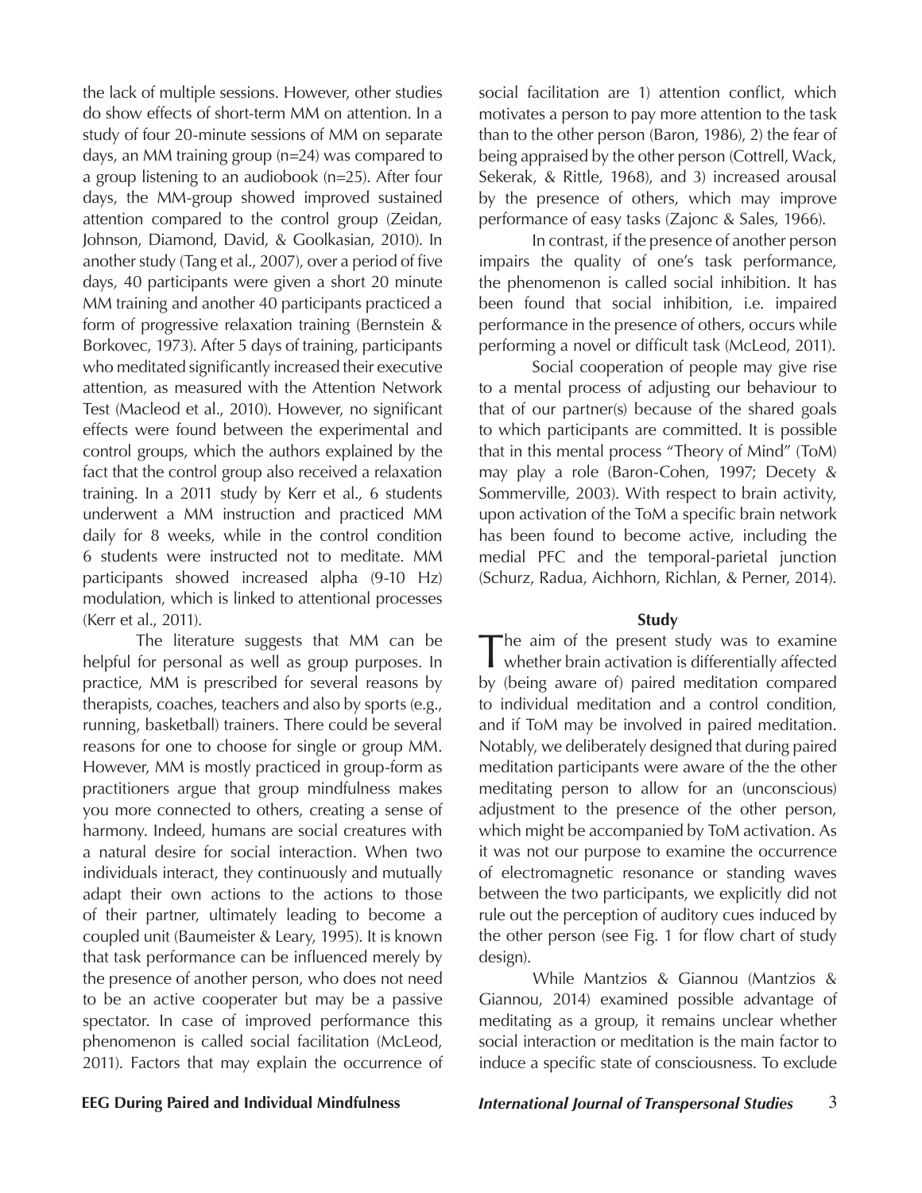the lack of multiple sessions. However, other studies do show effects of short-term MM on attention. In a study of four 20-minute sessions of MM on separate days, an MM training group (n=24) was compared to a group listening to an audiobook (n=25). After four days, the MM-group showed improved sustained attention compared to the control group (Zeidan, Johnson, Diamond, David, & Goolkasian, 2010). In another study (Tang et al., 2007), over a period of five days, 40 participants were given a short 20 minute MM training and another 40 participants practiced a form of progressive relaxation training (Bernstein & Borkovec, 1973). After 5 days of training, participants who meditated significantly increased their executive attention, as measured with the Attention Network Test (Macleod et al., 2010). However, no significant effects were found between the experimental and control groups, which the authors explained by the fact that the control group also received a relaxation training. In a 2011 study by Kerr et al., 6 students underwent a MM instruction and practiced MM daily for 8 weeks, while in the control condition 6 students were instructed not to meditate. MM participants showed increased alpha (9-10 Hz) modulation, which is linked to attentional processes (Kerr et al., 2011).

The literature suggests that MM can be helpful for personal as well as group purposes. In practice, MM is prescribed for several reasons by therapists, coaches, teachers and also by sports (e.g., running, basketball) trainers. There could be several reasons for one to choose for single or group MM. However, MM is mostly practiced in group-form as practitioners argue that group mindfulness makes you more connected to others, creating a sense of harmony. Indeed, humans are social creatures with a natural desire for social interaction. When two individuals interact, they continuously and mutually adapt their own actions to the actions to those of their partner, ultimately leading to become a coupled unit (Baumeister & Leary, 1995). It is known that task performance can be influenced merely by the presence of another person, who does not need to be an active cooperater but may be a passive spectator. In case of improved performance this phenomenon is called social facilitation (McLeod, 2011). Factors that may explain the occurrence of social facilitation are 1) attention conflict, which motivates a person to pay more attention to the task than to the other person (Baron, 1986), 2) the fear of being appraised by the other person (Cottrell, Wack, Sekerak, & Rittle, 1968), and 3) increased arousal by the presence of others, which may improve performance of easy tasks (Zajonc & Sales, 1966).

In contrast, if the presence of another person impairs the quality of one's task performance, the phenomenon is called social inhibition. It has been found that social inhibition, i.e. impaired performance in the presence of others, occurs while performing a novel or difficult task (McLeod, 2011).

Social cooperation of people may give rise to a mental process of adjusting our behaviour to that of our partner(s) because of the shared goals to which participants are committed. It is possible that in this mental process "Theory of Mind" (ToM) may play a role (Baron-Cohen, 1997; Decety & Sommerville, 2003). With respect to brain activity, upon activation of the ToM a specific brain network has been found to become active, including the medial PFC and the temporal-parietal junction (Schurz, Radua, Aichhorn, Richlan, & Perner, 2014).

## Study

The aim of the present study was to examine whether brain activation is differentially affected by (being aware of) paired meditation compared to individual meditation and a control condition, and if ToM may be involved in paired meditation. Notably, we deliberately designed that during paired meditation participants were aware of the the other meditating person to allow for an (unconscious) adjustment to the presence of the other person, which might be accompanied by ToM activation. As it was not our purpose to examine the occurrence of electromagnetic resonance or standing waves between the two participants, we explicitly did not rule out the perception of auditory cues induced by the other person (see Fig. 1 for flow chart of study design).

While Mantzios & Giannou (Mantzios & Giannou, 2014) examined possible advantage of meditating as a group, it remains unclear whether social interaction or meditation is the main factor to induce a specific state of consciousness. To exclude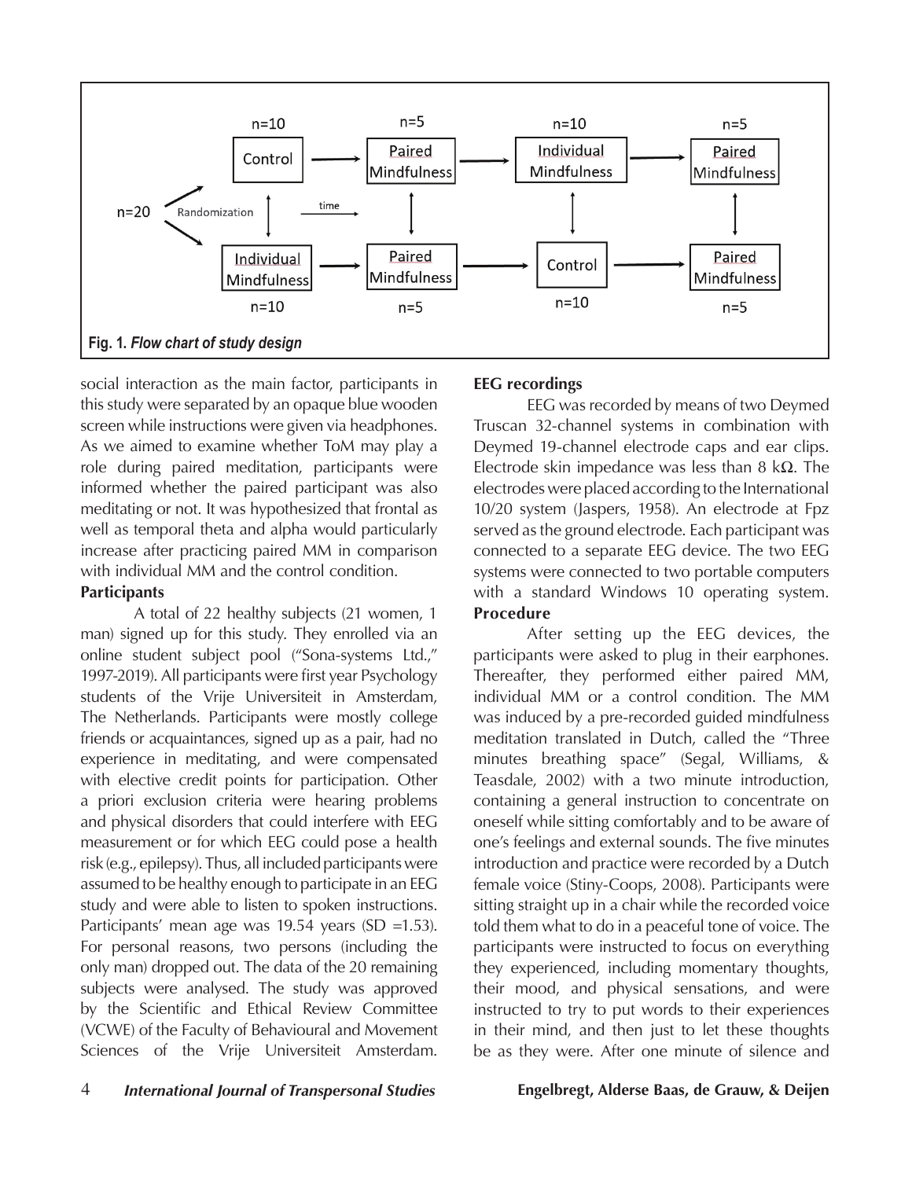Fig. 1. *Flow chart of study design*

social interaction as the main factor, participants in this study were separated by an opaque blue wooden screen while instructions were given via headphones. As we aimed to examine whether ToM may play a role during paired meditation, participants were informed whether the paired participant was also meditating or not. It was hypothesized that frontal as well as temporal theta and alpha would particularly increase after practicing paired MM in comparison with individual MM and the control condition.

**Participants**

A total of 22 healthy subjects (21 women, 1 man) signed up for this study. They enrolled via an online student subject pool ("Sona-systems Ltd.," 1997-2019). All participants were first year Psychology students of the Vrije Universiteit in Amsterdam, The Netherlands. Participants were mostly college friends or acquaintances, signed up as a pair, had no experience in meditating, and were compensated with elective credit points for participation. Other a priori exclusion criteria were hearing problems and physical disorders that could interfere with EEG measurement or for which EEG could pose a health risk (e.g., epilepsy). Thus, all included participants were assumed to be healthy enough to participate in an EEG study and were able to listen to spoken instructions. Participants' mean age was 19.54 years (SD =1.53). For personal reasons, two persons (including the only man) dropped out. The data of the 20 remaining subjects were analysed. The study was approved by the Scientific and Ethical Review Committee (VCWE) of the Faculty of Behavioural and Movement Sciences of the Vrije Universiteit Amsterdam.

**EEG recordings**

EEG was recorded by means of two Deymed Truscan 32-channel systems in combination with Deymed 19-channel electrode caps and ear clips. Electrode skin impedance was less than 8 kΩ. The electrodes were placed according to the International 10/20 system (Jaspers, 1958). An electrode at Fpz served as the ground electrode. Each participant was connected to a separate EEG device. The two EEG systems were connected to two portable computers with a standard Windows 10 operating system.

**Procedure**

After setting up the EEG devices, the participants were asked to plug in their earphones. Thereafter, they performed either paired MM, individual MM or a control condition. The MM was induced by a pre-recorded guided mindfulness meditation translated in Dutch, called the "Three minutes breathing space" (Segal, Williams, & Teasdale, 2002) with a two minute introduction, containing a general instruction to concentrate on oneself while sitting comfortably and to be aware of one's feelings and external sounds. The five minutes introduction and practice were recorded by a Dutch female voice (Stiny-Coops, 2008). Participants were sitting straight up in a chair while the recorded voice told them what to do in a peaceful tone of voice. The participants were instructed to focus on everything they experienced, including momentary thoughts, their mood, and physical sensations, and were instructed to try to put words to their experiences in their mind, and then just to let these thoughts be as they were. After one minute of silence and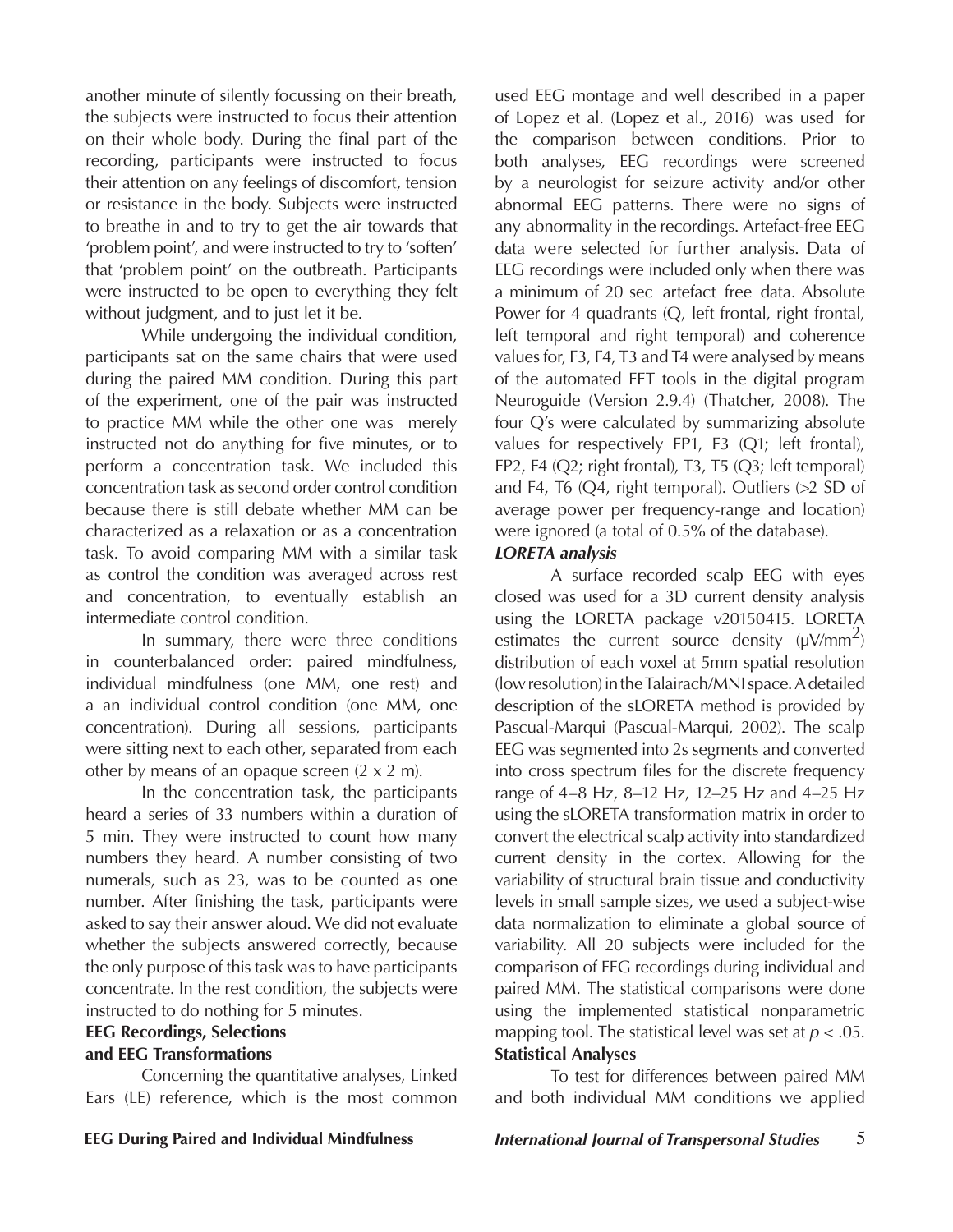another minute of silently focussing on their breath, the subjects were instructed to focus their attention on their whole body. During the final part of the recording, participants were instructed to focus their attention on any feelings of discomfort, tension or resistance in the body. Subjects were instructed to breathe in and to try to get the air towards that 'problem point', and were instructed to try to 'soften' that 'problem point' on the outbreath. Participants were instructed to be open to everything they felt without judgment, and to just let it be.

While undergoing the individual condition, participants sat on the same chairs that were used during the paired MM condition. During this part of the experiment, one of the pair was instructed to practice MM while the other one was merely instructed not do anything for five minutes, or to perform a concentration task. We included this concentration task as second order control condition because there is still debate whether MM can be characterized as a relaxation or as a concentration task. To avoid comparing MM with a similar task as control the condition was averaged across rest and concentration, to eventually establish an intermediate control condition.

In summary, there were three conditions in counterbalanced order: paired mindfulness, individual mindfulness (one MM, one rest) and a an individual control condition (one MM, one concentration). During all sessions, participants were sitting next to each other, separated from each other by means of an opaque screen (2 x 2 m).

In the concentration task, the participants heard a series of 33 numbers within a duration of 5 min. They were instructed to count how many numbers they heard. A number consisting of two numerals, such as 23, was to be counted as one number. After finishing the task, participants were asked to say their answer aloud. We did not evaluate whether the subjects answered correctly, because the only purpose of this task was to have participants concentrate. In the rest condition, the subjects were instructed to do nothing for 5 minutes.

**EEG Recordings, Selections and EEG Transformations**

Concerning the quantitative analyses, Linked Ears (LE) reference, which is the most common used EEG montage and well described in a paper of Lopez et al. (Lopez et al., 2016) was used for the comparison between conditions. Prior to both analyses, EEG recordings were screened by a neurologist for seizure activity and/or other abnormal EEG patterns. There were no signs of any abnormality in the recordings. Artefact-free EEG data were selected for further analysis. Data of EEG recordings were included only when there was a minimum of 20 sec artefact free data. Absolute Power for 4 quadrants (Q, left frontal, right frontal, left temporal and right temporal) and coherence values for, F3, F4, T3 and T4 were analysed by means of the automated FFT tools in the digital program Neuroguide (Version 2.9.4) (Thatcher, 2008). The four Q's were calculated by summarizing absolute values for respectively FP1, F3 (Q1; left frontal), FP2, F4 (Q2; right frontal), T3, T5 (Q3; left temporal) and F4, T6 (Q4, right temporal). Outliers (>2 SD of average power per frequency-range and location) were ignored (a total of 0.5% of the database).

***LORETA analysis***

A surface recorded scalp EEG with eyes closed was used for a 3D current density analysis using the LORETA package v20150415. LORETA estimates the current source density ($\mu V/mm^2$) distribution of each voxel at 5mm spatial resolution (low resolution) in the Talairach/MNI space. A detailed description of the sLORETA method is provided by Pascual-Marqui (Pascual-Marqui, 2002). The scalp EEG was segmented into 2s segments and converted into cross spectrum files for the discrete frequency range of 4–8 Hz, 8–12 Hz, 12–25 Hz and 4–25 Hz using the sLORETA transformation matrix in order to convert the electrical scalp activity into standardized current density in the cortex. Allowing for the variability of structural brain tissue and conductivity levels in small sample sizes, we used a subject-wise data normalization to eliminate a global source of variability. All 20 subjects were included for the comparison of EEG recordings during individual and paired MM. The statistical comparisons were done using the implemented statistical nonparametric mapping tool. The statistical level was set at $p < .05$.

**Statistical Analyses**

To test for differences between paired MM and both individual MM conditions we applied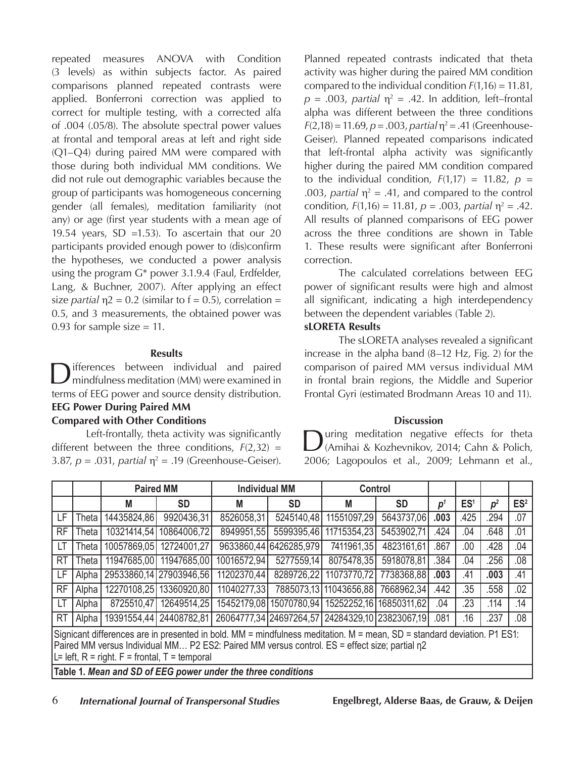repeated measures ANOVA with Condition (3 levels) as within subjects factor. As paired comparisons planned repeated contrasts were applied. Bonferroni correction was applied to correct for multiple testing, with a corrected alfa of .004 (.05/8). The absolute spectral power values at frontal and temporal areas at left and right side (Q1–Q4) during paired MM were compared with those during both individual MM conditions. We did not rule out demographic variables because the group of participants was homogeneous concerning gender (all females), meditation familiarity (not any) or age (first year students with a mean age of 19.54 years, SD =1.53). To ascertain that our 20 participants provided enough power to (dis)confirm the hypotheses, we conducted a power analysis using the program G* power 3.1.9.4 (Faul, Erdfelder, Lang, & Buchner, 2007). After applying an effect size *partial* $\eta 2 = 0.2$ (similar to $f = 0.5$), correlation = 0.5, and 3 measurements, the obtained power was 0.93 for sample size = 11.

## Results

Differences between individual and paired mindfulness meditation (MM) were examined in terms of EEG power and source density distribution.

### EEG Power During Paired MM Compared with Other Conditions

Left-frontally, theta activity was significantly different between the three conditions, $F(2,32) = 3.87$, $p = .031$, *partial* $\eta^2 = .19$ (Greenhouse-Geiser). Planned repeated contrasts indicated that theta activity was higher during the paired MM condition compared to the individual condition $F(1,16) = 11.81$, $p = .003$, *partial* $\eta^2 = .42$. In addition, left–frontal alpha was different between the three conditions $F(2,18) = 11.69$, $p = .003$, *partial* $\eta^2 = .41$ (Greenhouse-Geiser). Planned repeated comparisons indicated that left-frontal alpha activity was significantly higher during the paired MM condition compared to the individual condition, $F(1,17) = 11.82$, $p = .003$, *partial* $\eta^2 = .41$, and compared to the control condition, $F(1,16) = 11.81$, $p = .003$, *partial* $\eta^2 = .42$. All results of planned comparisons of EEG power across the three conditions are shown in Table 1. These results were significant after Bonferroni correction.

The calculated correlations between EEG power of significant results were high and almost all significant, indicating a high interdependency between the dependent variables (Table 2).

### sLORETA Results

The sLORETA analyses revealed a significant increase in the alpha band (8–12 Hz, Fig. 2) for the comparison of paired MM versus individual MM in frontal brain regions, the Middle and Superior Frontal Gyri (estimated Brodmann Areas 10 and 11).

## Discussion

During meditation negative effects for theta (Amihai & Kozhevnikov, 2014; Cahn & Polich, 2006; Lagopoulos et al., 2009; Lehmann et al.,

|  |  | Paired MM |  | Individual MM |  | Control |  |  |  |  |  |
|---|---|---|---|---|---|---|---|---|---|---|---|
|  |  | M | SD | M | SD | M | SD | $p^1$ | ES[1] | $p^2$ | ES[2] |
| LF | Theta | 14435824,86 | 9920436,31 | 8526058,31 | 5245140,48 | 11551097,29 | 5643737,06 | **.003** | .425 | .294 | .07 |
| RF | Theta | 10321414,54 | 10864006,72 | 8949951,55 | 5599395,46 | 11715354,23 | 5453902,71 | .424 | .04 | .648 | .01 |
| LT | Theta | 10057869,05 | 12724001,27 | 9633860,44 | 6426285,979 | 7411961,35 | 4823161,61 | .867 | .00 | .428 | .04 |
| RT | Theta | 11947685,00 | 11947685,00 | 10016572,94 | 5277559,14 | 8075478,35 | 5918078,81 | .384 | .04 | .256 | .08 |
| LF | Alpha | 29533860,14 | 27903946,56 | 11202370,44 | 8289726,22 | 11073770,72 | 7738368,88 | **.003** | .41 | **.003** | .41 |
| RF | Alpha | 12270108,25 | 13360920,80 | 11040277,33 | 7885073,13 | 11043656,88 | 7668962,34 | .442 | .35 | .558 | .02 |
| LT | Alpha | 8725510,47 | 12649514,25 | 15452179,08 | 15070780,94 | 15252252,16 | 16850311,62 | .04 | .23 | .114 | .14 |
| RT | Alpha | 19391554,44 | 24408782,81 | 26064777,34 | 24697264,57 | 24284329,10 | 23823067,19 | .081 | .16 | .237 | .08 |

Signicant differences are in presented in bold. MM = mindfulness meditation. M = mean, SD = standard deviation. P1 ES1: Paired MM versus Individual MM… P2 ES2: Paired MM versus control. ES = effect size; partial η2
L= left, R = right. F = frontal, T = temporal

**Table 1.** ***Mean and SD of EEG power under the three conditions***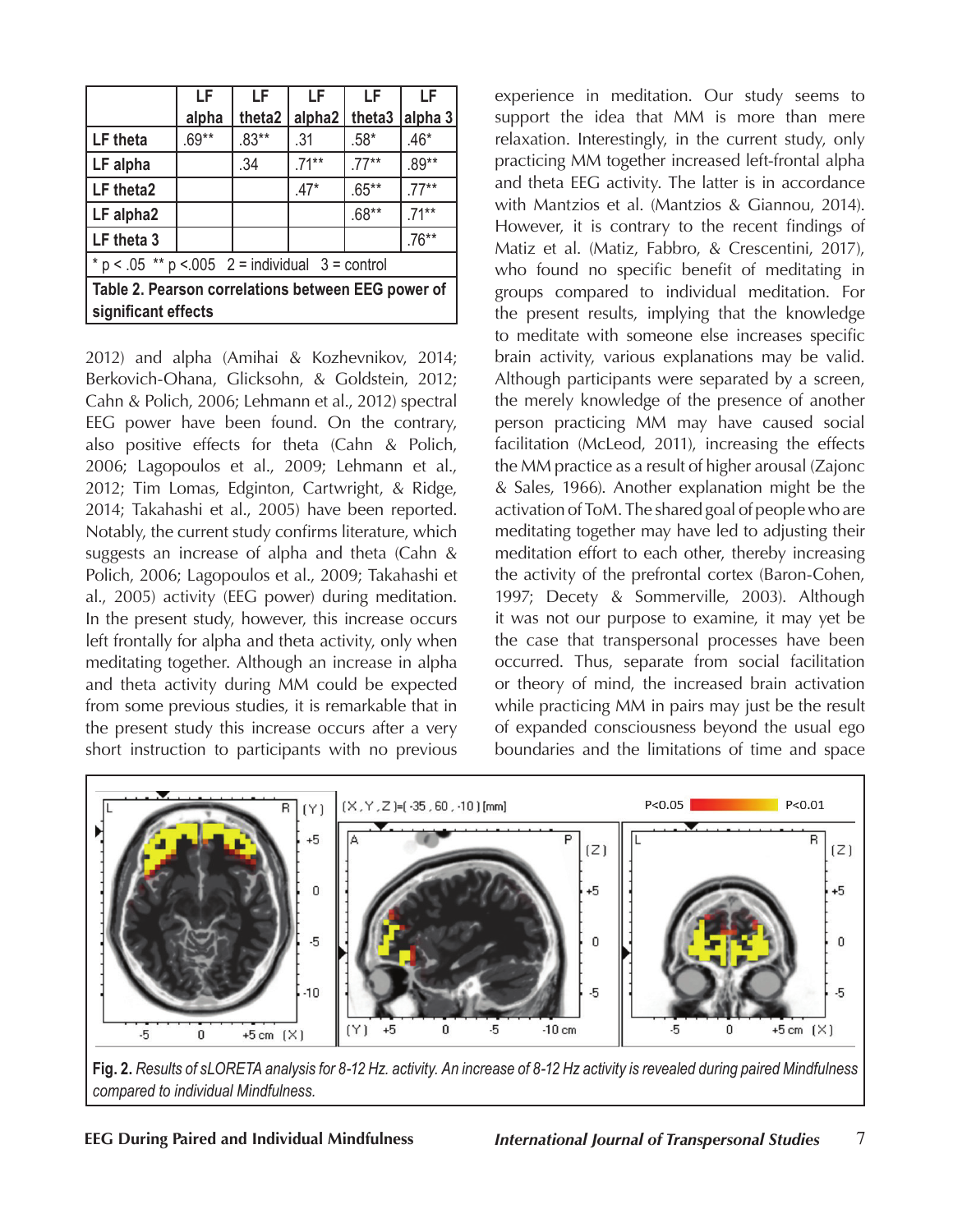| | LF alpha | LF theta2 | LF alpha2 | LF theta3 | LF alpha 3 |
|---|---|---|---|---|---|
| LF theta | .69** | .83** | .31 | .58* | .46* |
| LF alpha | | .34 | .71** | .77** | .89** |
| LF theta2 | | | .47* | .65** | .77** |
| LF alpha2 | | | | .68** | .71** |
| LF theta 3 | | | | | .76** |

\* p < .05 ** p <.005 2 = individual 3 = control

**Table 2. Pearson correlations between EEG power of significant effects**

2012) and alpha (Amihai & Kozhevnikov, 2014; Berkovich-Ohana, Glicksohn, & Goldstein, 2012; Cahn & Polich, 2006; Lehmann et al., 2012) spectral EEG power have been found. On the contrary, also positive effects for theta (Cahn & Polich, 2006; Lagopoulos et al., 2009; Lehmann et al., 2012; Tim Lomas, Edginton, Cartwright, & Ridge, 2014; Takahashi et al., 2005) have been reported. Notably, the current study confirms literature, which suggests an increase of alpha and theta (Cahn & Polich, 2006; Lagopoulos et al., 2009; Takahashi et al., 2005) activity (EEG power) during meditation. In the present study, however, this increase occurs left frontally for alpha and theta activity, only when meditating together. Although an increase in alpha and theta activity during MM could be expected from some previous studies, it is remarkable that in the present study this increase occurs after a very short instruction to participants with no previous experience in meditation. Our study seems to support the idea that MM is more than mere relaxation. Interestingly, in the current study, only practicing MM together increased left-frontal alpha and theta EEG activity. The latter is in accordance with Mantzios et al. (Mantzios & Giannou, 2014). However, it is contrary to the recent findings of Matiz et al. (Matiz, Fabbro, & Crescentini, 2017), who found no specific benefit of meditating in groups compared to individual meditation. For the present results, implying that the knowledge to meditate with someone else increases specific brain activity, various explanations may be valid. Although participants were separated by a screen, the merely knowledge of the presence of another person practicing MM may have caused social facilitation (McLeod, 2011), increasing the effects the MM practice as a result of higher arousal (Zajonc & Sales, 1966). Another explanation might be the activation of ToM. The shared goal of people who are meditating together may have led to adjusting their meditation effort to each other, thereby increasing the activity of the prefrontal cortex (Baron-Cohen, 1997; Decety & Sommerville, 2003). Although it was not our purpose to examine, it may yet be the case that transpersonal processes have been occurred. Thus, separate from social facilitation or theory of mind, the increased brain activation while practicing MM in pairs may just be the result of expanded consciousness beyond the usual ego boundaries and the limitations of time and space

**Fig. 2.** *Results of sLORETA analysis for 8-12 Hz. activity. An increase of 8-12 Hz activity is revealed during paired Mindfulness compared to individual Mindfulness.*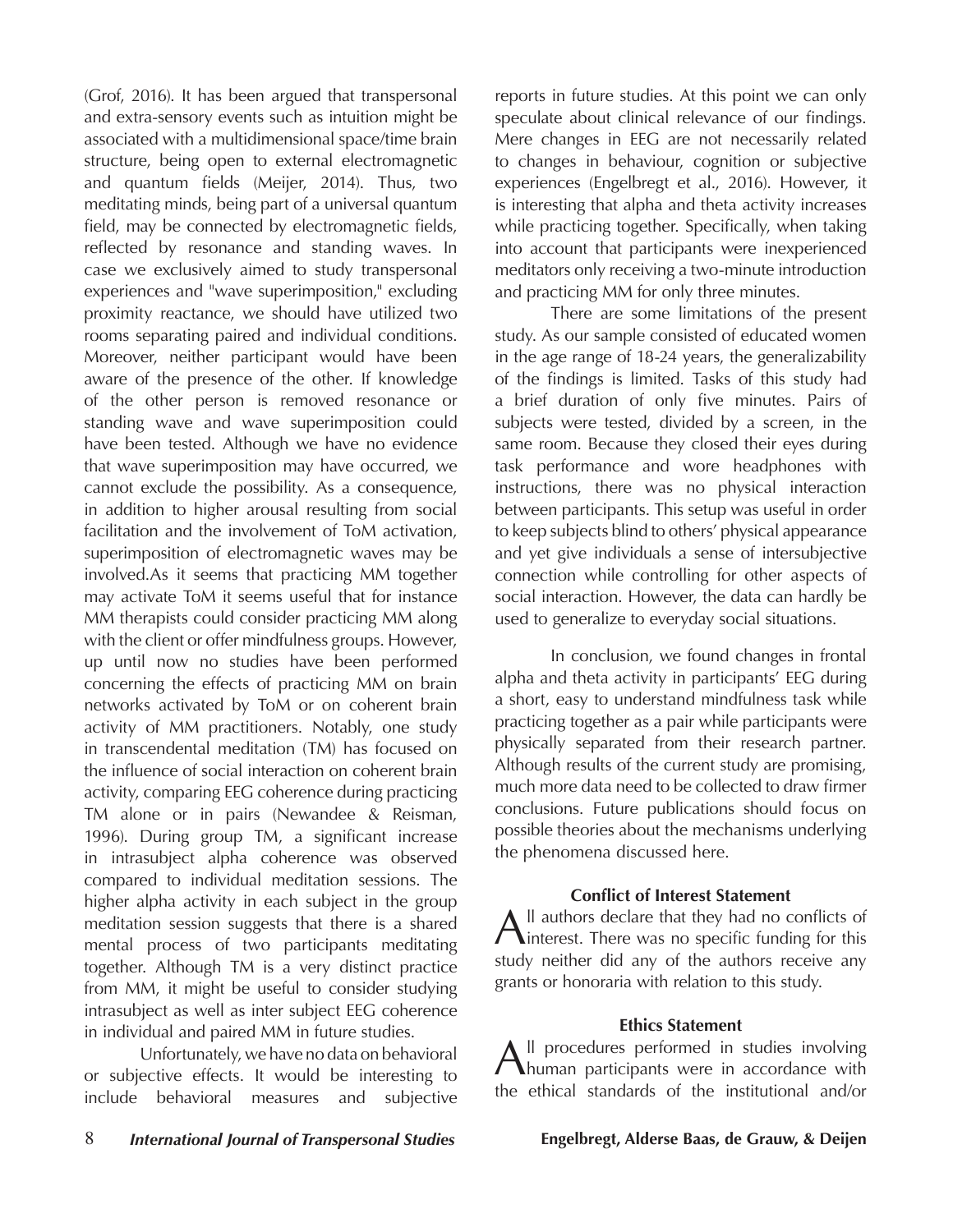(Grof, 2016). It has been argued that transpersonal and extra-sensory events such as intuition might be associated with a multidimensional space/time brain structure, being open to external electromagnetic and quantum fields (Meijer, 2014). Thus, two meditating minds, being part of a universal quantum field, may be connected by electromagnetic fields, reflected by resonance and standing waves. In case we exclusively aimed to study transpersonal experiences and "wave superimposition," excluding proximity reactance, we should have utilized two rooms separating paired and individual conditions. Moreover, neither participant would have been aware of the presence of the other. If knowledge of the other person is removed resonance or standing wave and wave superimposition could have been tested. Although we have no evidence that wave superimposition may have occurred, we cannot exclude the possibility. As a consequence, in addition to higher arousal resulting from social facilitation and the involvement of ToM activation, superimposition of electromagnetic waves may be involved.As it seems that practicing MM together may activate ToM it seems useful that for instance MM therapists could consider practicing MM along with the client or offer mindfulness groups. However, up until now no studies have been performed concerning the effects of practicing MM on brain networks activated by ToM or on coherent brain activity of MM practitioners. Notably, one study in transcendental meditation (TM) has focused on the influence of social interaction on coherent brain activity, comparing EEG coherence during practicing TM alone or in pairs (Newandee & Reisman, 1996). During group TM, a significant increase in intrasubject alpha coherence was observed compared to individual meditation sessions. The higher alpha activity in each subject in the group meditation session suggests that there is a shared mental process of two participants meditating together. Although TM is a very distinct practice from MM, it might be useful to consider studying intrasubject as well as inter subject EEG coherence in individual and paired MM in future studies.

Unfortunately, we have no data on behavioral or subjective effects. It would be interesting to include behavioral measures and subjective reports in future studies. At this point we can only speculate about clinical relevance of our findings. Mere changes in EEG are not necessarily related to changes in behaviour, cognition or subjective experiences (Engelbregt et al., 2016). However, it is interesting that alpha and theta activity increases while practicing together. Specifically, when taking into account that participants were inexperienced meditators only receiving a two-minute introduction and practicing MM for only three minutes.

There are some limitations of the present study. As our sample consisted of educated women in the age range of 18-24 years, the generalizability of the findings is limited. Tasks of this study had a brief duration of only five minutes. Pairs of subjects were tested, divided by a screen, in the same room. Because they closed their eyes during task performance and wore headphones with instructions, there was no physical interaction between participants. This setup was useful in order to keep subjects blind to others' physical appearance and yet give individuals a sense of intersubjective connection while controlling for other aspects of social interaction. However, the data can hardly be used to generalize to everyday social situations.

In conclusion, we found changes in frontal alpha and theta activity in participants' EEG during a short, easy to understand mindfulness task while practicing together as a pair while participants were physically separated from their research partner. Although results of the current study are promising, much more data need to be collected to draw firmer conclusions. Future publications should focus on possible theories about the mechanisms underlying the phenomena discussed here.

### Conflict of Interest Statement

All authors declare that they had no conflicts of interest. There was no specific funding for this study neither did any of the authors receive any grants or honoraria with relation to this study.

### Ethics Statement

All procedures performed in studies involving human participants were in accordance with the ethical standards of the institutional and/or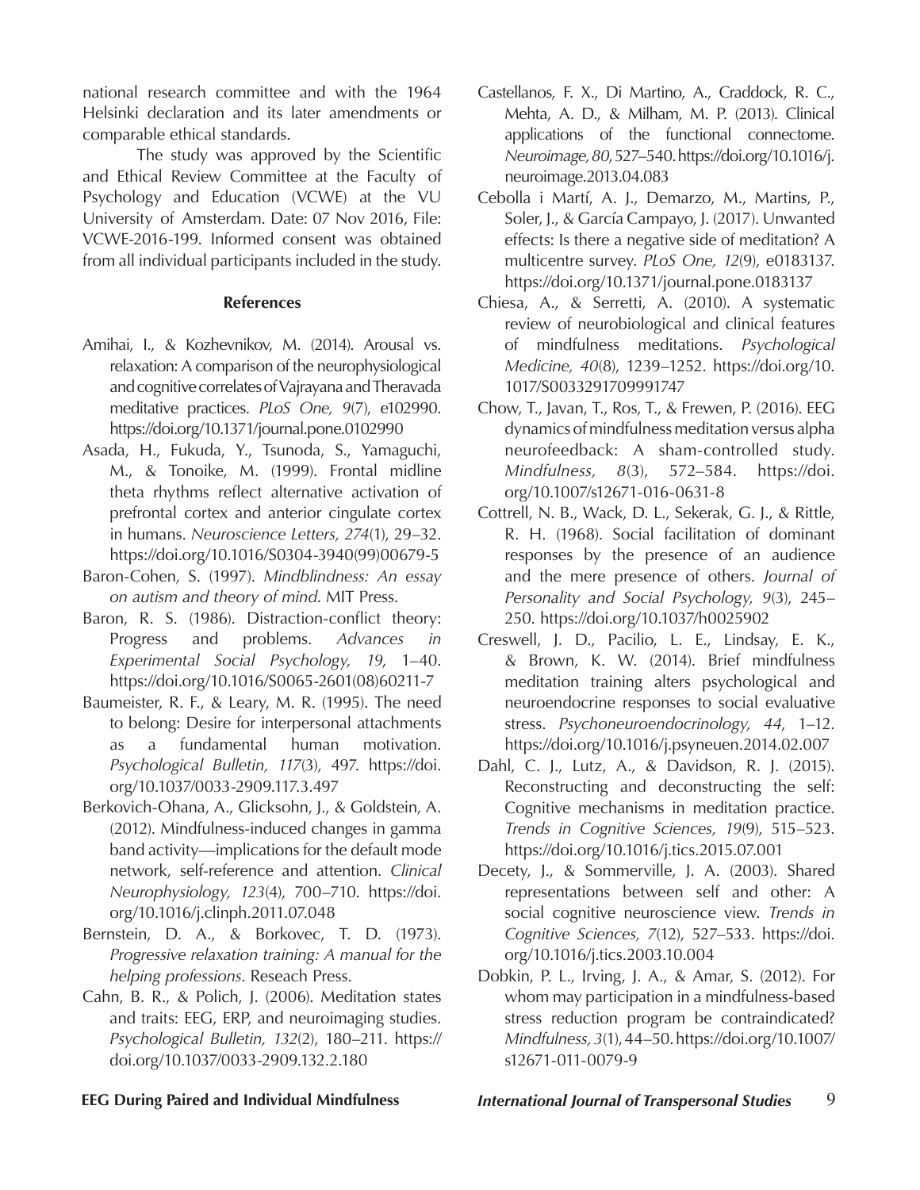national research committee and with the 1964 Helsinki declaration and its later amendments or comparable ethical standards.

The study was approved by the Scientific and Ethical Review Committee at the Faculty of Psychology and Education (VCWE) at the VU University of Amsterdam. Date: 07 Nov 2016, File: VCWE-2016-199. Informed consent was obtained from all individual participants included in the study.

## References

Amihai, I., & Kozhevnikov, M. (2014). Arousal vs. relaxation: A comparison of the neurophysiological and cognitive correlates of Vajrayana and Theravada meditative practices. *PLoS One, 9*(7), e102990. https://doi.org/10.1371/journal.pone.0102990

Asada, H., Fukuda, Y., Tsunoda, S., Yamaguchi, M., & Tonoike, M. (1999). Frontal midline theta rhythms reflect alternative activation of prefrontal cortex and anterior cingulate cortex in humans. *Neuroscience Letters, 274*(1), 29–32. https://doi.org/10.1016/S0304-3940(99)00679-5

Baron-Cohen, S. (1997). *Mindblindness: An essay on autism and theory of mind*. MIT Press.

Baron, R. S. (1986). Distraction-conflict theory: Progress and problems. *Advances in Experimental Social Psychology, 19*, 1–40. https://doi.org/10.1016/S0065-2601(08)60211-7

Baumeister, R. F., & Leary, M. R. (1995). The need to belong: Desire for interpersonal attachments as a fundamental human motivation. *Psychological Bulletin, 117*(3), 497. https://doi.org/10.1037/0033-2909.117.3.497

Berkovich-Ohana, A., Glicksohn, J., & Goldstein, A. (2012). Mindfulness-induced changes in gamma band activity—implications for the default mode network, self-reference and attention. *Clinical Neurophysiology, 123*(4), 700–710. https://doi.org/10.1016/j.clinph.2011.07.048

Bernstein, D. A., & Borkovec, T. D. (1973). *Progressive relaxation training: A manual for the helping professions*. Reseach Press.

Cahn, B. R., & Polich, J. (2006). Meditation states and traits: EEG, ERP, and neuroimaging studies. *Psychological Bulletin, 132*(2), 180–211. https://doi.org/10.1037/0033-2909.132.2.180

Castellanos, F. X., Di Martino, A., Craddock, R. C., Mehta, A. D., & Milham, M. P. (2013). Clinical applications of the functional connectome. *Neuroimage, 80*, 527–540. https://doi.org/10.1016/j.neuroimage.2013.04.083

Cebolla i Martí, A. J., Demarzo, M., Martins, P., Soler, J., & García Campayo, J. (2017). Unwanted effects: Is there a negative side of meditation? A multicentre survey. *PLoS One, 12*(9), e0183137. https://doi.org/10.1371/journal.pone.0183137

Chiesa, A., & Serretti, A. (2010). A systematic review of neurobiological and clinical features of mindfulness meditations. *Psychological Medicine, 40*(8), 1239–1252. https://doi.org/10.1017/S0033291709991747

Chow, T., Javan, T., Ros, T., & Frewen, P. (2016). EEG dynamics of mindfulness meditation versus alpha neurofeedback: A sham-controlled study. *Mindfulness, 8*(3), 572–584. https://doi.org/10.1007/s12671-016-0631-8

Cottrell, N. B., Wack, D. L., Sekerak, G. J., & Rittle, R. H. (1968). Social facilitation of dominant responses by the presence of an audience and the mere presence of others. *Journal of Personality and Social Psychology, 9*(3), 245–250. https://doi.org/10.1037/h0025902

Creswell, J. D., Pacilio, L. E., Lindsay, E. K., & Brown, K. W. (2014). Brief mindfulness meditation training alters psychological and neuroendocrine responses to social evaluative stress. *Psychoneuroendocrinology, 44*, 1–12. https://doi.org/10.1016/j.psyneuen.2014.02.007

Dahl, C. J., Lutz, A., & Davidson, R. J. (2015). Reconstructing and deconstructing the self: Cognitive mechanisms in meditation practice. *Trends in Cognitive Sciences, 19*(9), 515–523. https://doi.org/10.1016/j.tics.2015.07.001

Decety, J., & Sommerville, J. A. (2003). Shared representations between self and other: A social cognitive neuroscience view. *Trends in Cognitive Sciences, 7*(12), 527–533. https://doi.org/10.1016/j.tics.2003.10.004

Dobkin, P. L., Irving, J. A., & Amar, S. (2012). For whom may participation in a mindfulness-based stress reduction program be contraindicated? *Mindfulness, 3*(1), 44–50. https://doi.org/10.1007/s12671-011-0079-9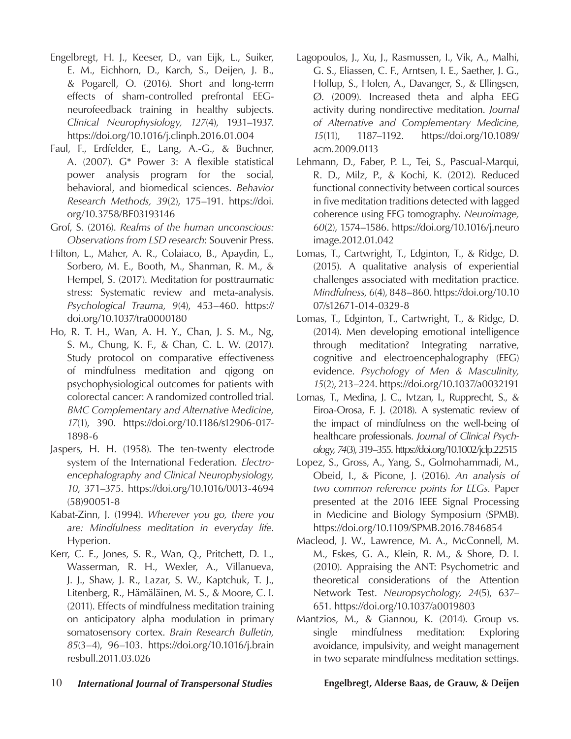Engelbregt, H. J., Keeser, D., van Eijk, L., Suiker, E. M., Eichhorn, D., Karch, S., Deijen, J. B., & Pogarell, O. (2016). Short and long-term effects of sham-controlled prefrontal EEG-neurofeedback training in healthy subjects. *Clinical Neurophysiology, 127*(4), 1931–1937. https://doi.org/10.1016/j.clinph.2016.01.004

Faul, F., Erdfelder, E., Lang, A.-G., & Buchner, A. (2007). G* Power 3: A flexible statistical power analysis program for the social, behavioral, and biomedical sciences. *Behavior Research Methods, 39*(2), 175–191. https://doi.org/10.3758/BF03193146

Grof, S. (2016). *Realms of the human unconscious: Observations from LSD research*: Souvenir Press.

Hilton, L., Maher, A. R., Colaiaco, B., Apaydin, E., Sorbero, M. E., Booth, M., Shanman, R. M., & Hempel, S. (2017). Meditation for posttraumatic stress: Systematic review and meta-analysis. *Psychological Trauma, 9*(4), 453–460. https://doi.org/10.1037/tra0000180

Ho, R. T. H., Wan, A. H. Y., Chan, J. S. M., Ng, S. M., Chung, K. F., & Chan, C. L. W. (2017). Study protocol on comparative effectiveness of mindfulness meditation and qigong on psychophysiological outcomes for patients with colorectal cancer: A randomized controlled trial. *BMC Complementary and Alternative Medicine, 17*(1), 390. https://doi.org/10.1186/s12906-017-1898-6

Jaspers, H. H. (1958). The ten-twenty electrode system of the International Federation. *Electroencephalography and Clinical Neurophysiology, 10*, 371–375. https://doi.org/10.1016/0013-4694(58)90051-8

Kabat-Zinn, J. (1994). *Wherever you go, there you are: Mindfulness meditation in everyday life*. Hyperion.

Kerr, C. E., Jones, S. R., Wan, Q., Pritchett, D. L., Wasserman, R. H., Wexler, A., Villanueva, J. J., Shaw, J. R., Lazar, S. W., Kaptchuk, T. J., Litenberg, R., Hämäläinen, M. S., & Moore, C. I. (2011). Effects of mindfulness meditation training on anticipatory alpha modulation in primary somatosensory cortex. *Brain Research Bulletin, 85*(3–4), 96–103. https://doi.org/10.1016/j.brainresbull.2011.03.026

Lagopoulos, J., Xu, J., Rasmussen, I., Vik, A., Malhi, G. S., Eliassen, C. F., Arntsen, I. E., Saether, J. G., Hollup, S., Holen, A., Davanger, S., & Ellingsen, Ø. (2009). Increased theta and alpha EEG activity during nondirective meditation. *Journal of Alternative and Complementary Medicine, 15*(11), 1187–1192. https://doi.org/10.1089/acm.2009.0113

Lehmann, D., Faber, P. L., Tei, S., Pascual-Marqui, R. D., Milz, P., & Kochi, K. (2012). Reduced functional connectivity between cortical sources in five meditation traditions detected with lagged coherence using EEG tomography. *Neuroimage, 60*(2), 1574–1586. https://doi.org/10.1016/j.neuroimage.2012.01.042

Lomas, T., Cartwright, T., Edginton, T., & Ridge, D. (2015). A qualitative analysis of experiential challenges associated with meditation practice. *Mindfulness, 6*(4), 848–860. https://doi.org/10.1007/s12671-014-0329-8

Lomas, T., Edginton, T., Cartwright, T., & Ridge, D. (2014). Men developing emotional intelligence through meditation? Integrating narrative, cognitive and electroencephalography (EEG) evidence. *Psychology of Men & Masculinity, 15*(2), 213–224. https://doi.org/10.1037/a0032191

Lomas, T., Medina, J. C., Ivtzan, I., Rupprecht, S., & Eiroa-Orosa, F. J. (2018). A systematic review of the impact of mindfulness on the well-being of healthcare professionals. *Journal of Clinical Psychology, 74*(3), 319–355. https://doi.org/10.1002/jclp.22515

Lopez, S., Gross, A., Yang, S., Golmohammadi, M., Obeid, I., & Picone, J. (2016). *An analysis of two common reference points for EEGs*. Paper presented at the 2016 IEEE Signal Processing in Medicine and Biology Symposium (SPMB). https://doi.org/10.1109/SPMB.2016.7846854

Macleod, J. W., Lawrence, M. A., McConnell, M. M., Eskes, G. A., Klein, R. M., & Shore, D. I. (2010). Appraising the ANT: Psychometric and theoretical considerations of the Attention Network Test. *Neuropsychology, 24*(5), 637–651. https://doi.org/10.1037/a0019803

Mantzios, M., & Giannou, K. (2014). Group vs. single mindfulness meditation: Exploring avoidance, impulsivity, and weight management in two separate mindfulness meditation settings.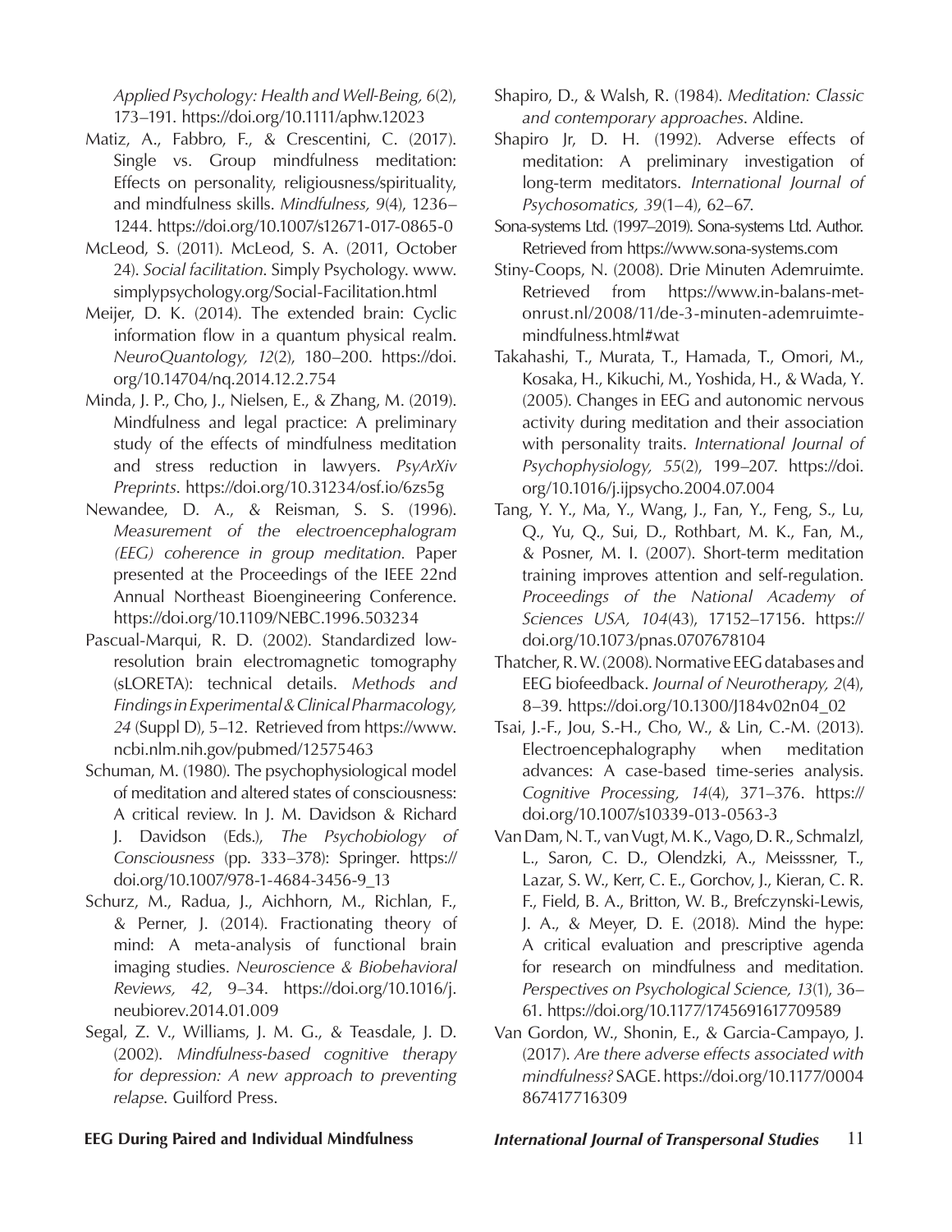*Applied Psychology: Health and Well-Being, 6*(2), 173–191. https://doi.org/10.1111/aphw.12023

Matiz, A., Fabbro, F., & Crescentini, C. (2017). Single vs. Group mindfulness meditation: Effects on personality, religiousness/spirituality, and mindfulness skills. *Mindfulness, 9*(4), 1236–1244. https://doi.org/10.1007/s12671-017-0865-0

McLeod, S. (2011). McLeod, S. A. (2011, October 24). *Social facilitation*. Simply Psychology. www.simplypsychology.org/Social-Facilitation.html

Meijer, D. K. (2014). The extended brain: Cyclic information flow in a quantum physical realm. *NeuroQuantology, 12*(2), 180–200. https://doi.org/10.14704/nq.2014.12.2.754

Minda, J. P., Cho, J., Nielsen, E., & Zhang, M. (2019). Mindfulness and legal practice: A preliminary study of the effects of mindfulness meditation and stress reduction in lawyers. *PsyArXiv Preprints*. https://doi.org/10.31234/osf.io/6zs5g

Newandee, D. A., & Reisman, S. S. (1996). *Measurement of the electroencephalogram (EEG) coherence in group meditation.* Paper presented at the Proceedings of the IEEE 22nd Annual Northeast Bioengineering Conference. https://doi.org/10.1109/NEBC.1996.503234

Pascual-Marqui, R. D. (2002). Standardized low-resolution brain electromagnetic tomography (sLORETA): technical details. *Methods and Findings in Experimental & Clinical Pharmacology, 24* (Suppl D), 5–12. Retrieved from https://www.ncbi.nlm.nih.gov/pubmed/12575463

Schuman, M. (1980). The psychophysiological model of meditation and altered states of consciousness: A critical review. In J. M. Davidson & Richard J. Davidson (Eds.), *The Psychobiology of Consciousness* (pp. 333–378): Springer. https://doi.org/10.1007/978-1-4684-3456-9_13

Schurz, M., Radua, J., Aichhorn, M., Richlan, F., & Perner, J. (2014). Fractionating theory of mind: A meta-analysis of functional brain imaging studies. *Neuroscience & Biobehavioral Reviews, 42*, 9–34. https://doi.org/10.1016/j.neubiorev.2014.01.009

Segal, Z. V., Williams, J. M. G., & Teasdale, J. D. (2002). *Mindfulness-based cognitive therapy for depression: A new approach to preventing relapse.* Guilford Press.

Shapiro, D., & Walsh, R. (1984). *Meditation: Classic and contemporary approaches*. Aldine.

Shapiro Jr, D. H. (1992). Adverse effects of meditation: A preliminary investigation of long-term meditators. *International Journal of Psychosomatics, 39*(1–4), 62–67.

Sona-systems Ltd. (1997–2019). Sona-systems Ltd. Author. Retrieved from https://www.sona-systems.com

Stiny-Coops, N. (2008). Drie Minuten Ademruimte. Retrieved from https://www.in-balans-met-onrust.nl/2008/11/de-3-minuten-ademruimte-mindfulness.html#wat

Takahashi, T., Murata, T., Hamada, T., Omori, M., Kosaka, H., Kikuchi, M., Yoshida, H., & Wada, Y. (2005). Changes in EEG and autonomic nervous activity during meditation and their association with personality traits. *International Journal of Psychophysiology, 55*(2), 199–207. https://doi.org/10.1016/j.ijpsycho.2004.07.004

Tang, Y. Y., Ma, Y., Wang, J., Fan, Y., Feng, S., Lu, Q., Yu, Q., Sui, D., Rothbart, M. K., Fan, M., & Posner, M. I. (2007). Short-term meditation training improves attention and self-regulation. *Proceedings of the National Academy of Sciences USA, 104*(43), 17152–17156. https://doi.org/10.1073/pnas.0707678104

Thatcher, R. W. (2008). Normative EEG databases and EEG biofeedback. *Journal of Neurotherapy, 2*(4), 8–39. https://doi.org/10.1300/J184v02n04_02

Tsai, J.-F., Jou, S.-H., Cho, W., & Lin, C.-M. (2013). Electroencephalography when meditation advances: A case-based time-series analysis. *Cognitive Processing, 14*(4), 371–376. https://doi.org/10.1007/s10339-013-0563-3

Van Dam, N. T., van Vugt, M. K., Vago, D. R., Schmalzl, L., Saron, C. D., Olendzki, A., Meisssner, T., Lazar, S. W., Kerr, C. E., Gorchov, J., Kieran, C. R. F., Field, B. A., Britton, W. B., Brefczynski-Lewis, J. A., & Meyer, D. E. (2018). Mind the hype: A critical evaluation and prescriptive agenda for research on mindfulness and meditation. *Perspectives on Psychological Science, 13*(1), 36–61. https://doi.org/10.1177/1745691617709589

Van Gordon, W., Shonin, E., & Garcia-Campayo, J. (2017). *Are there adverse effects associated with mindfulness?* SAGE. https://doi.org/10.1177/0004867417716309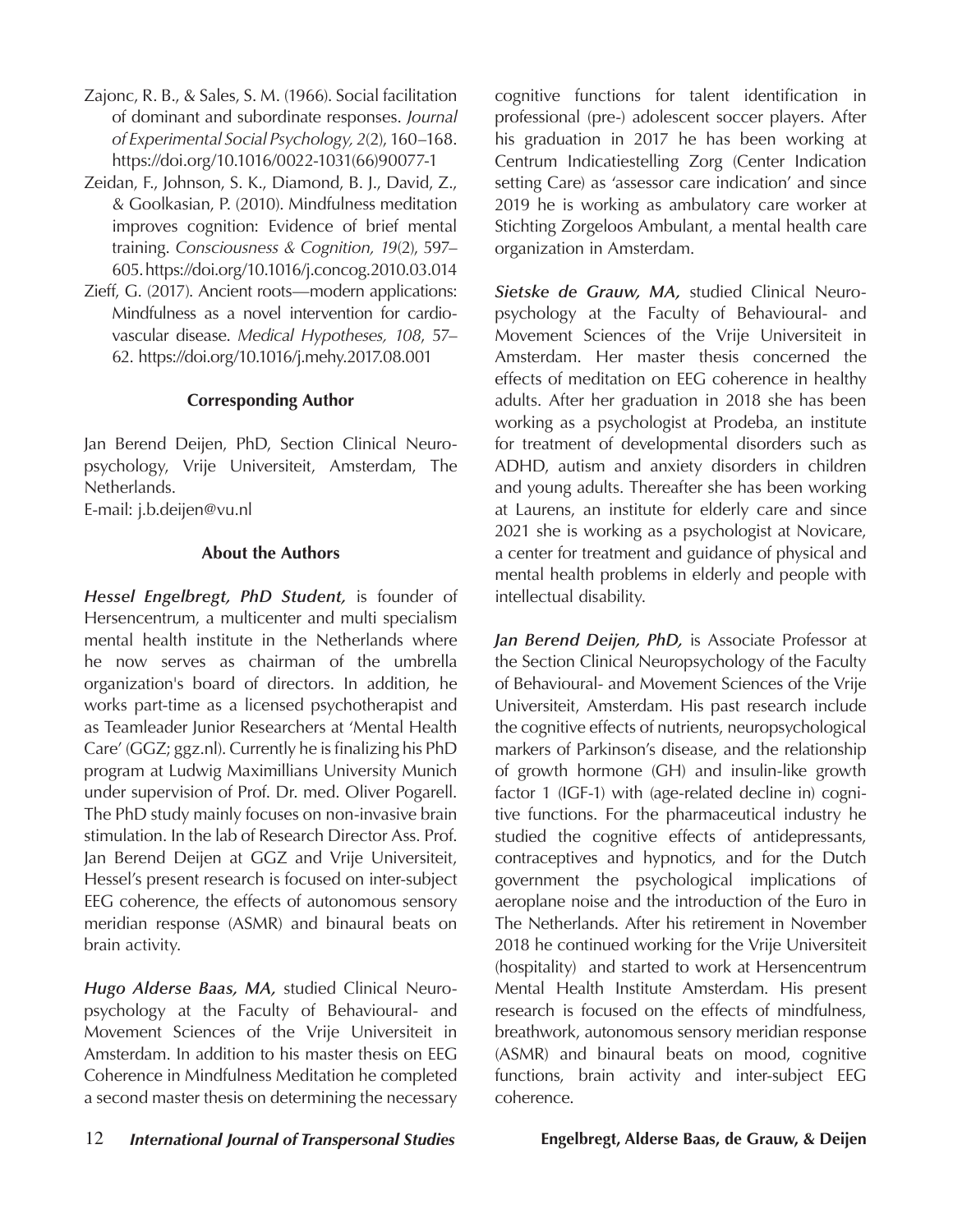Zajonc, R. B., & Sales, S. M. (1966). Social facilitation of dominant and subordinate responses. *Journal of Experimental Social Psychology, 2*(2), 160–168. https://doi.org/10.1016/0022-1031(66)90077-1

Zeidan, F., Johnson, S. K., Diamond, B. J., David, Z., & Goolkasian, P. (2010). Mindfulness meditation improves cognition: Evidence of brief mental training. *Consciousness & Cognition, 19*(2), 597–605. https://doi.org/10.1016/j.concog.2010.03.014

Zieff, G. (2017). Ancient roots—modern applications: Mindfulness as a novel intervention for cardiovascular disease. *Medical Hypotheses, 108*, 57–62. https://doi.org/10.1016/j.mehy.2017.08.001

### Corresponding Author

Jan Berend Deijen, PhD, Section Clinical Neuropsychology, Vrije Universiteit, Amsterdam, The Netherlands.
E-mail: j.b.deijen@vu.nl

### About the Authors

***Hessel Engelbregt, PhD Student,*** is founder of Hersencentrum, a multicenter and multi specialism mental health institute in the Netherlands where he now serves as chairman of the umbrella organization's board of directors. In addition, he works part-time as a licensed psychotherapist and as Teamleader Junior Researchers at 'Mental Health Care' (GGZ; ggz.nl). Currently he is finalizing his PhD program at Ludwig Maximillians University Munich under supervision of Prof. Dr. med. Oliver Pogarell. The PhD study mainly focuses on non-invasive brain stimulation. In the lab of Research Director Ass. Prof. Jan Berend Deijen at GGZ and Vrije Universiteit, Hessel's present research is focused on inter-subject EEG coherence, the effects of autonomous sensory meridian response (ASMR) and binaural beats on brain activity.

***Hugo Alderse Baas, MA,*** studied Clinical Neuropsychology at the Faculty of Behavioural- and Movement Sciences of the Vrije Universiteit in Amsterdam. In addition to his master thesis on EEG Coherence in Mindfulness Meditation he completed a second master thesis on determining the necessary cognitive functions for talent identification in professional (pre-) adolescent soccer players. After his graduation in 2017 he has been working at Centrum Indicatiestelling Zorg (Center Indication setting Care) as 'assessor care indication' and since 2019 he is working as ambulatory care worker at Stichting Zorgeloos Ambulant, a mental health care organization in Amsterdam.

***Sietske de Grauw, MA,*** studied Clinical Neuropsychology at the Faculty of Behavioural- and Movement Sciences of the Vrije Universiteit in Amsterdam. Her master thesis concerned the effects of meditation on EEG coherence in healthy adults. After her graduation in 2018 she has been working as a psychologist at Prodeba, an institute for treatment of developmental disorders such as ADHD, autism and anxiety disorders in children and young adults. Thereafter she has been working at Laurens, an institute for elderly care and since 2021 she is working as a psychologist at Novicare, a center for treatment and guidance of physical and mental health problems in elderly and people with intellectual disability.

***Jan Berend Deijen, PhD,*** is Associate Professor at the Section Clinical Neuropsychology of the Faculty of Behavioural- and Movement Sciences of the Vrije Universiteit, Amsterdam. His past research include the cognitive effects of nutrients, neuropsychological markers of Parkinson's disease, and the relationship of growth hormone (GH) and insulin-like growth factor 1 (IGF-1) with (age-related decline in) cognitive functions. For the pharmaceutical industry he studied the cognitive effects of antidepressants, contraceptives and hypnotics, and for the Dutch government the psychological implications of aeroplane noise and the introduction of the Euro in The Netherlands. After his retirement in November 2018 he continued working for the Vrije Universiteit (hospitality) and started to work at Hersencentrum Mental Health Institute Amsterdam. His present research is focused on the effects of mindfulness, breathwork, autonomous sensory meridian response (ASMR) and binaural beats on mood, cognitive functions, brain activity and inter-subject EEG coherence.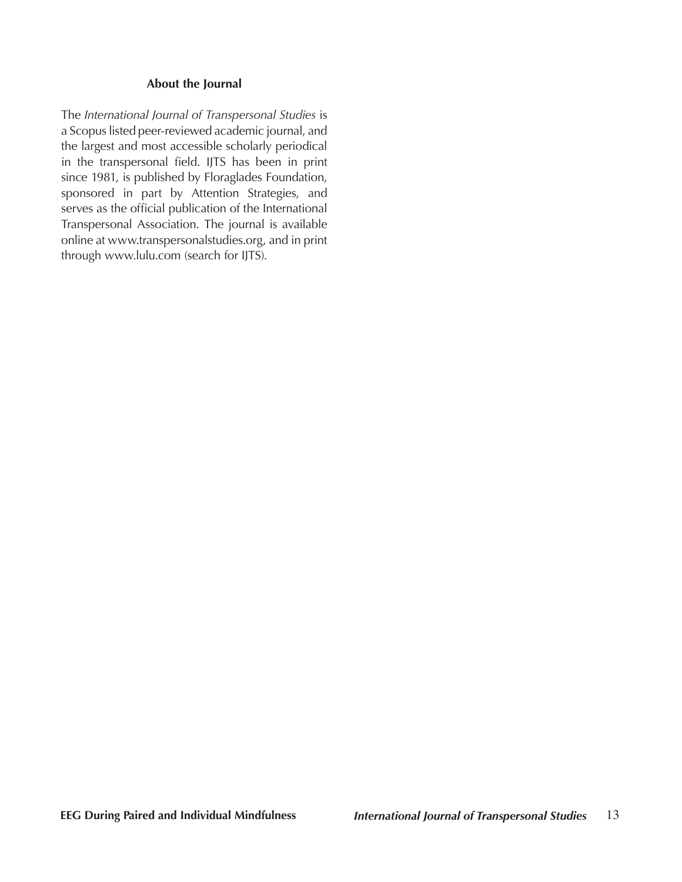## About the Journal

The *International Journal of Transpersonal Studies* is a Scopus listed peer-reviewed academic journal, and the largest and most accessible scholarly periodical in the transpersonal field. IJTS has been in print since 1981, is published by Floraglades Foundation, sponsored in part by Attention Strategies, and serves as the official publication of the International Transpersonal Association. The journal is available online at www.transpersonalstudies.org, and in print through www.lulu.com (search for IJTS).